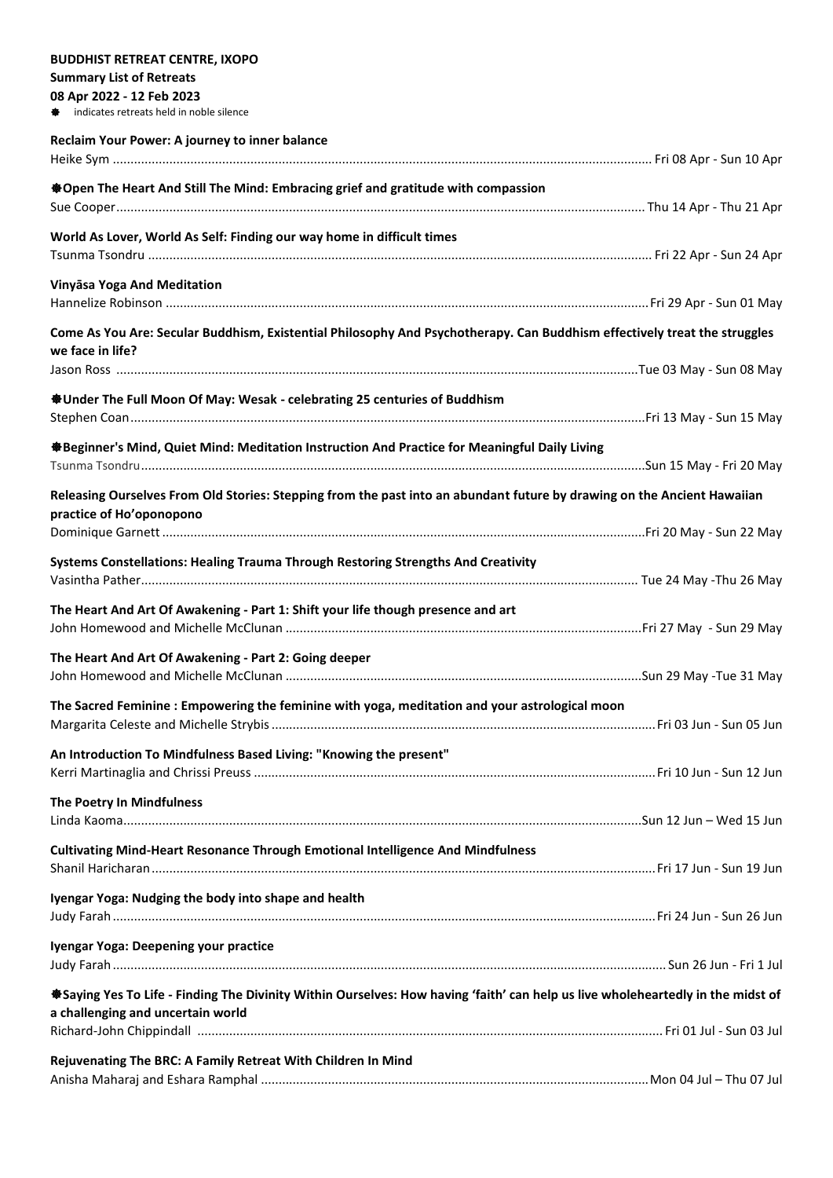**BUDDHIST RETREAT CENTRE, IXOPO**
**Summary List of Retreats**
**08 Apr 2022 - 12 Feb 2023**

❃ indicates retreats held in noble silence

**Reclaim Your Power: A journey to inner balance**
Heike Sym ....... Fri 08 Apr - Sun 10 Apr

**❃Open The Heart And Still The Mind: Embracing grief and gratitude with compassion**
Sue Cooper ....... Thu 14 Apr - Thu 21 Apr

**World As Lover, World As Self: Finding our way home in difficult times**
Tsunma Tsondru ....... Fri 22 Apr - Sun 24 Apr

**Vinyāsa Yoga And Meditation**
Hannelize Robinson ....... Fri 29 Apr - Sun 01 May

**Come As You Are: Secular Buddhism, Existential Philosophy And Psychotherapy. Can Buddhism effectively treat the struggles we face in life?**
Jason Ross ....... Tue 03 May - Sun 08 May

**❃Under The Full Moon Of May: Wesak - celebrating 25 centuries of Buddhism**
Stephen Coan ....... Fri 13 May - Sun 15 May

**❃Beginner's Mind, Quiet Mind: Meditation Instruction And Practice for Meaningful Daily Living**
Tsunma Tsondru ....... Sun 15 May - Fri 20 May

**Releasing Ourselves From Old Stories: Stepping from the past into an abundant future by drawing on the Ancient Hawaiian practice of Ho'oponopono**
Dominique Garnett ....... Fri 20 May - Sun 22 May

**Systems Constellations: Healing Trauma Through Restoring Strengths And Creativity**
Vasintha Pather ....... Tue 24 May -Thu 26 May

**The Heart And Art Of Awakening - Part 1: Shift your life though presence and art**
John Homewood and Michelle McClunan ....... Fri 27 May - Sun 29 May

**The Heart And Art Of Awakening - Part 2: Going deeper**
John Homewood and Michelle McClunan ....... Sun 29 May -Tue 31 May

**The Sacred Feminine : Empowering the feminine with yoga, meditation and your astrological moon**
Margarita Celeste and Michelle Strybis ....... Fri 03 Jun - Sun 05 Jun

**An Introduction To Mindfulness Based Living: "Knowing the present"**
Kerri Martinaglia and Chrissi Preuss ....... Fri 10 Jun - Sun 12 Jun

**The Poetry In Mindfulness**
Linda Kaoma ....... Sun 12 Jun – Wed 15 Jun

**Cultivating Mind-Heart Resonance Through Emotional Intelligence And Mindfulness**
Shanil Haricharan ....... Fri 17 Jun - Sun 19 Jun

**Iyengar Yoga: Nudging the body into shape and health**
Judy Farah ....... Fri 24 Jun - Sun 26 Jun

**Iyengar Yoga: Deepening your practice**
Judy Farah ....... Sun 26 Jun - Fri 1 Jul

**❃Saying Yes To Life - Finding The Divinity Within Ourselves: How having 'faith' can help us live wholeheartedly in the midst of a challenging and uncertain world**
Richard-John Chippindall ....... Fri 01 Jul - Sun 03 Jul

**Rejuvenating The BRC: A Family Retreat With Children In Mind**
Anisha Maharaj and Eshara Ramphal ....... Mon 04 Jul – Thu 07 Jul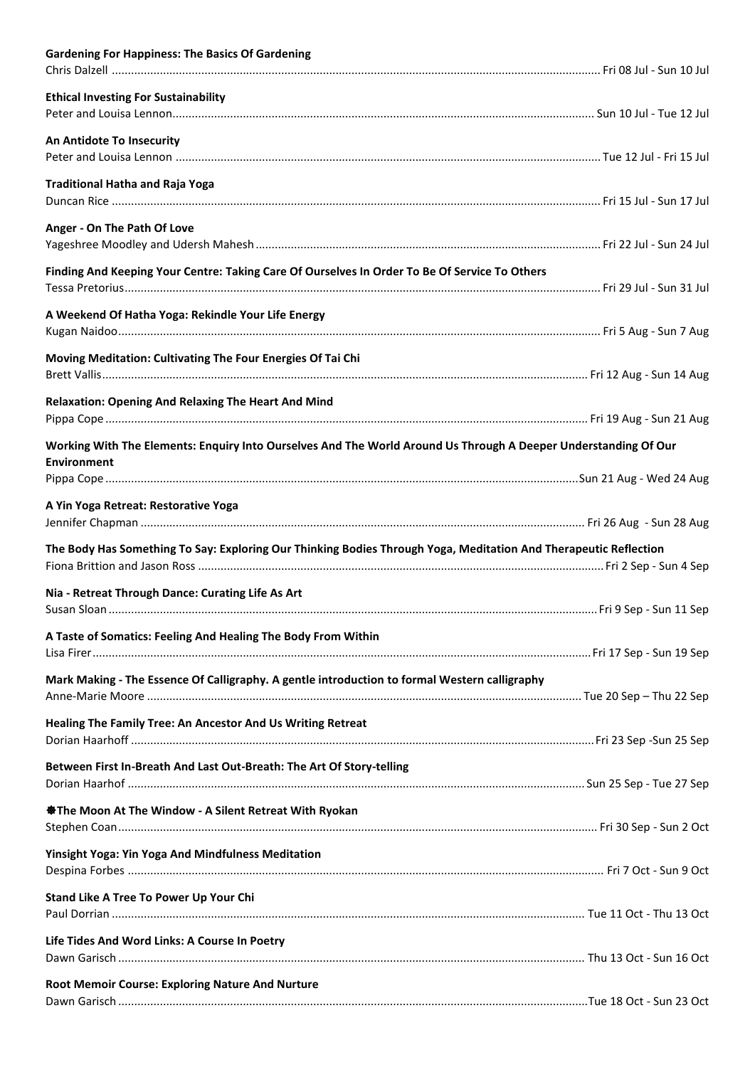**Gardening For Happiness: The Basics Of Gardening**
Chris Dalzell ........................................................................................................ Fri 08 Jul - Sun 10 Jul

**Ethical Investing For Sustainability**
Peter and Louisa Lennon........................................................................................ Sun 10 Jul - Tue 12 Jul

**An Antidote To Insecurity**
Peter and Louisa Lennon ........................................................................................ Tue 12 Jul - Fri 15 Jul

**Traditional Hatha and Raja Yoga**
Duncan Rice ........................................................................................................ Fri 15 Jul - Sun 17 Jul

**Anger - On The Path Of Love**
Yageshree Moodley and Udersh Mahesh ...................................................................... Fri 22 Jul - Sun 24 Jul

**Finding And Keeping Your Centre: Taking Care Of Ourselves In Order To Be Of Service To Others**
Tessa Pretorius...................................................................................................... Fri 29 Jul - Sun 31 Jul

**A Weekend Of Hatha Yoga: Rekindle Your Life Energy**
Kugan Naidoo........................................................................................................ Fri 5 Aug - Sun 7 Aug

**Moving Meditation: Cultivating The Four Energies Of Tai Chi**
Brett Vallis.......................................................................................................... Fri 12 Aug - Sun 14 Aug

**Relaxation: Opening And Relaxing The Heart And Mind**
Pippa Cope ......................................................................................................... Fri 19 Aug - Sun 21 Aug

**Working With The Elements: Enquiry Into Ourselves And The World Around Us Through A Deeper Understanding Of Our Environment**
Pippa Cope .......................................................................................................... Sun 21 Aug - Wed 24 Aug

**A Yin Yoga Retreat: Restorative Yoga**
Jennifer Chapman .................................................................................................. Fri 26 Aug - Sun 28 Aug

**The Body Has Something To Say: Exploring Our Thinking Bodies Through Yoga, Meditation And Therapeutic Reflection**
Fiona Brittion and Jason Ross .................................................................................. Fri 2 Sep - Sun 4 Sep

**Nia - Retreat Through Dance: Curating Life As Art**
Susan Sloan ........................................................................................................ Fri 9 Sep - Sun 11 Sep

**A Taste of Somatics: Feeling And Healing The Body From Within**
Lisa Firer............................................................................................................ Fri 17 Sep - Sun 19 Sep

**Mark Making - The Essence Of Calligraphy. A gentle introduction to formal Western calligraphy**
Anne-Marie Moore ................................................................................................. Tue 20 Sep – Thu 22 Sep

**Healing The Family Tree: An Ancestor And Us Writing Retreat**
Dorian Haarhoff .................................................................................................... Fri 23 Sep -Sun 25 Sep

**Between First In-Breath And Last Out-Breath: The Art Of Story-telling**
Dorian Haarhof ..................................................................................................... Sun 25 Sep - Tue 27 Sep

**❋The Moon At The Window - A Silent Retreat With Ryokan**
Stephen Coan........................................................................................................ Fri 30 Sep - Sun 2 Oct

**Yinsight Yoga: Yin Yoga And Mindfulness Meditation**
Despina Forbes ..................................................................................................... Fri 7 Oct - Sun 9 Oct

**Stand Like A Tree To Power Up Your Chi**
Paul Dorrian ........................................................................................................ Tue 11 Oct - Thu 13 Oct

**Life Tides And Word Links: A Course In Poetry**
Dawn Garisch ....................................................................................................... Thu 13 Oct - Sun 16 Oct

**Root Memoir Course: Exploring Nature And Nurture**
Dawn Garisch ....................................................................................................... Tue 18 Oct - Sun 23 Oct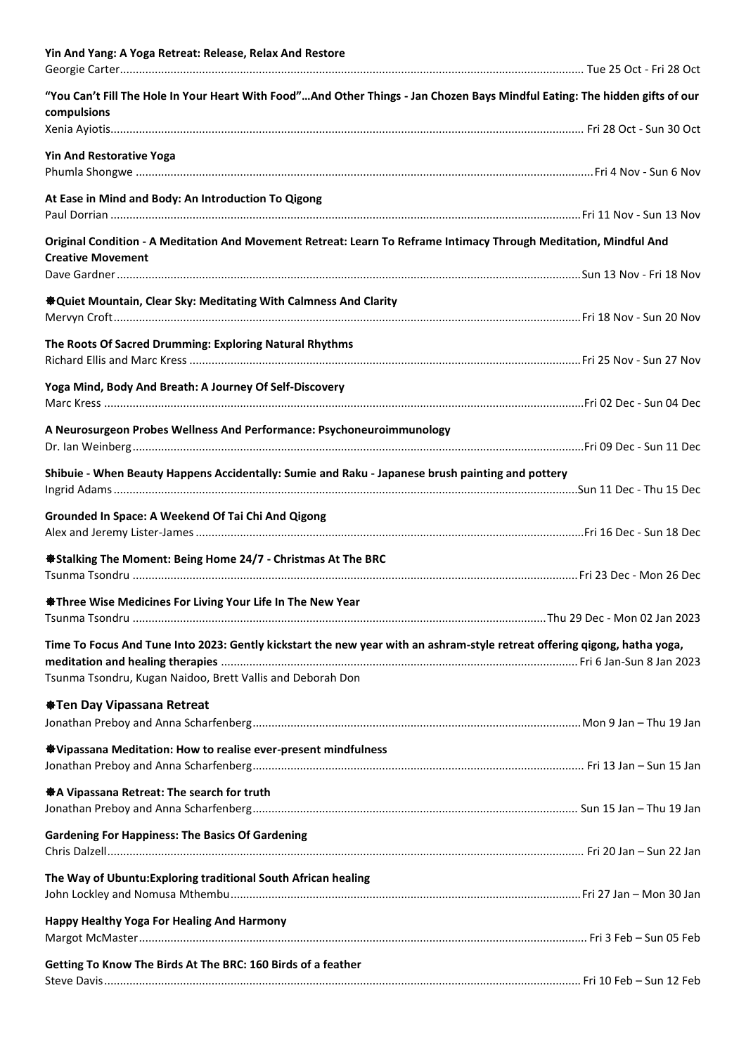**Yin And Yang: A Yoga Retreat: Release, Relax And Restore**
Georgie Carter........................................................................................................................................ Tue 25 Oct - Fri 28 Oct

**"You Can't Fill The Hole In Your Heart With Food"…And Other Things - Jan Chozen Bays Mindful Eating: The hidden gifts of our compulsions**
Xenia Ayiotis......................................................................................................................................... Fri 28 Oct - Sun 30 Oct

**Yin And Restorative Yoga**
Phumla Shongwe ....................................................................................................................................Fri 4 Nov - Sun 6 Nov

**At Ease in Mind and Body: An Introduction To Qigong**
Paul Dorrian .........................................................................................................................................Fri 11 Nov - Sun 13 Nov

**Original Condition - A Meditation And Movement Retreat: Learn To Reframe Intimacy Through Meditation, Mindful And Creative Movement**
Dave Gardner .......................................................................................................................................Sun 13 Nov - Fri 18 Nov

**❋Quiet Mountain, Clear Sky: Meditating With Calmness And Clarity**
Mervyn Croft.........................................................................................................................................Fri 18 Nov - Sun 20 Nov

**The Roots Of Sacred Drumming: Exploring Natural Rhythms**
Richard Ellis and Marc Kress ..................................................................................................................Fri 25 Nov - Sun 27 Nov

**Yoga Mind, Body And Breath: A Journey Of Self-Discovery**
Marc Kress ............................................................................................................................................Fri 02 Dec - Sun 04 Dec

**A Neurosurgeon Probes Wellness And Performance: Psychoneuroimmunology**
Dr. Ian Weinberg....................................................................................................................................Fri 09 Dec - Sun 11 Dec

**Shibuie - When Beauty Happens Accidentally: Sumie and Raku - Japanese brush painting and pottery**
Ingrid Adams ........................................................................................................................................Sun 11 Dec - Thu 15 Dec

**Grounded In Space: A Weekend Of Tai Chi And Qigong**
Alex and Jeremy Lister-James ................................................................................................................Fri 16 Dec - Sun 18 Dec

**❋Stalking The Moment: Being Home 24/7 - Christmas At The BRC**
Tsunma Tsondru ....................................................................................................................................Fri 23 Dec - Mon 26 Dec

**❋Three Wise Medicines For Living Your Life In The New Year**
Tsunma Tsondru .........................................................................................................................Thu 29 Dec - Mon 02 Jan 2023

**Time To Focus And Tune Into 2023: Gently kickstart the new year with an ashram-style retreat offering qigong, hatha yoga, meditation and healing therapies** ....................................................................................................... Fri 6 Jan-Sun 8 Jan 2023
Tsunma Tsondru, Kugan Naidoo, Brett Vallis and Deborah Don

**❋Ten Day Vipassana Retreat**
Jonathan Preboy and Anna Scharfenberg.............................................................................................Mon 9 Jan – Thu 19 Jan

**❋Vipassana Meditation: How to realise ever-present mindfulness**
Jonathan Preboy and Anna Scharfenberg.............................................................................................. Fri 13 Jan – Sun 15 Jan

**❋A Vipassana Retreat: The search for truth**
Jonathan Preboy and Anna Scharfenberg............................................................................................. Sun 15 Jan – Thu 19 Jan

**Gardening For Happiness: The Basics Of Gardening**
Chris Dalzell.......................................................................................................................................... Fri 20 Jan – Sun 22 Jan

**The Way of Ubuntu:Exploring traditional South African healing**
John Lockley and Nomusa Mthembu......................................................................................................Fri 27 Jan – Mon 30 Jan

**Happy Healthy Yoga For Healing And Harmony**
Margot McMaster.................................................................................................................................. Fri 3 Feb – Sun 05 Feb

**Getting To Know The Birds At The BRC: 160 Birds of a feather**
Steve Davis........................................................................................................................................... Fri 10 Feb – Sun 12 Feb